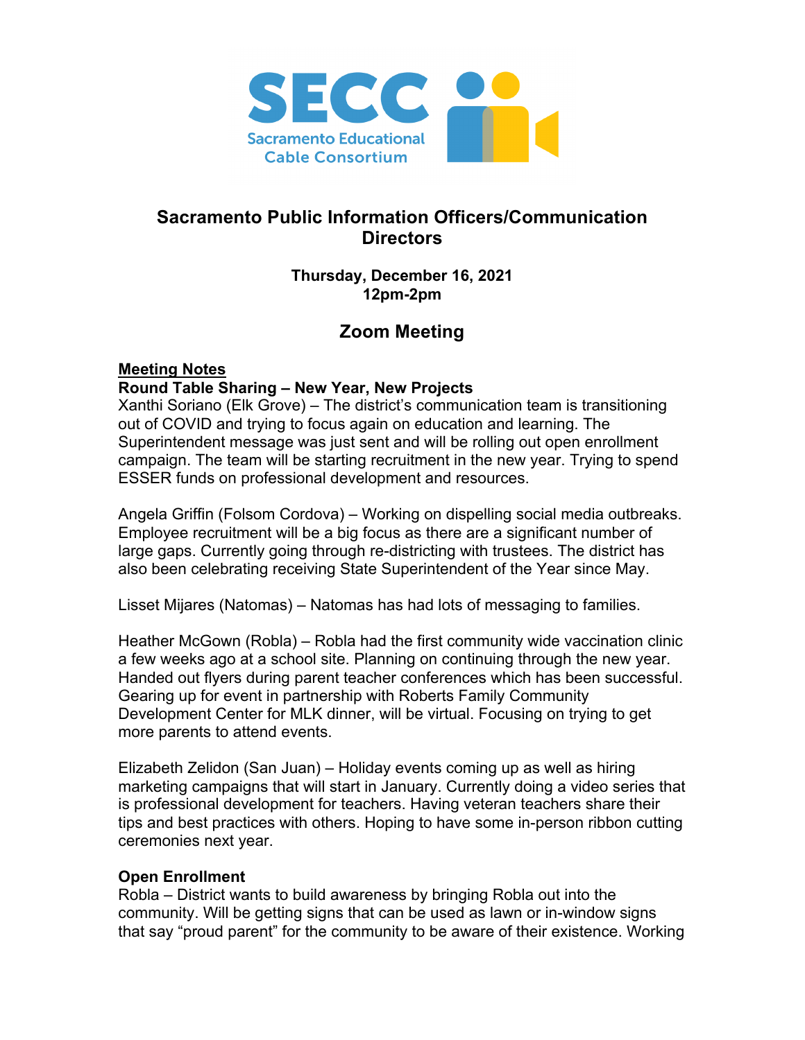# Sacramento Public Information Officers/Communication Directors

**Thursday, December 16, 2021**
**12pm-2pm**

## Zoom Meeting

**Meeting Notes**

**Round Table Sharing – New Year, New Projects**

Xanthi Soriano (Elk Grove) – The district's communication team is transitioning out of COVID and trying to focus again on education and learning. The Superintendent message was just sent and will be rolling out open enrollment campaign. The team will be starting recruitment in the new year. Trying to spend ESSER funds on professional development and resources.

Angela Griffin (Folsom Cordova) – Working on dispelling social media outbreaks. Employee recruitment will be a big focus as there are a significant number of large gaps. Currently going through re-districting with trustees. The district has also been celebrating receiving State Superintendent of the Year since May.

Lisset Mijares (Natomas) – Natomas has had lots of messaging to families.

Heather McGown (Robla) – Robla had the first community wide vaccination clinic a few weeks ago at a school site. Planning on continuing through the new year. Handed out flyers during parent teacher conferences which has been successful. Gearing up for event in partnership with Roberts Family Community Development Center for MLK dinner, will be virtual. Focusing on trying to get more parents to attend events.

Elizabeth Zelidon (San Juan) – Holiday events coming up as well as hiring marketing campaigns that will start in January. Currently doing a video series that is professional development for teachers. Having veteran teachers share their tips and best practices with others. Hoping to have some in-person ribbon cutting ceremonies next year.

**Open Enrollment**

Robla – District wants to build awareness by bringing Robla out into the community. Will be getting signs that can be used as lawn or in-window signs that say "proud parent" for the community to be aware of their existence. Working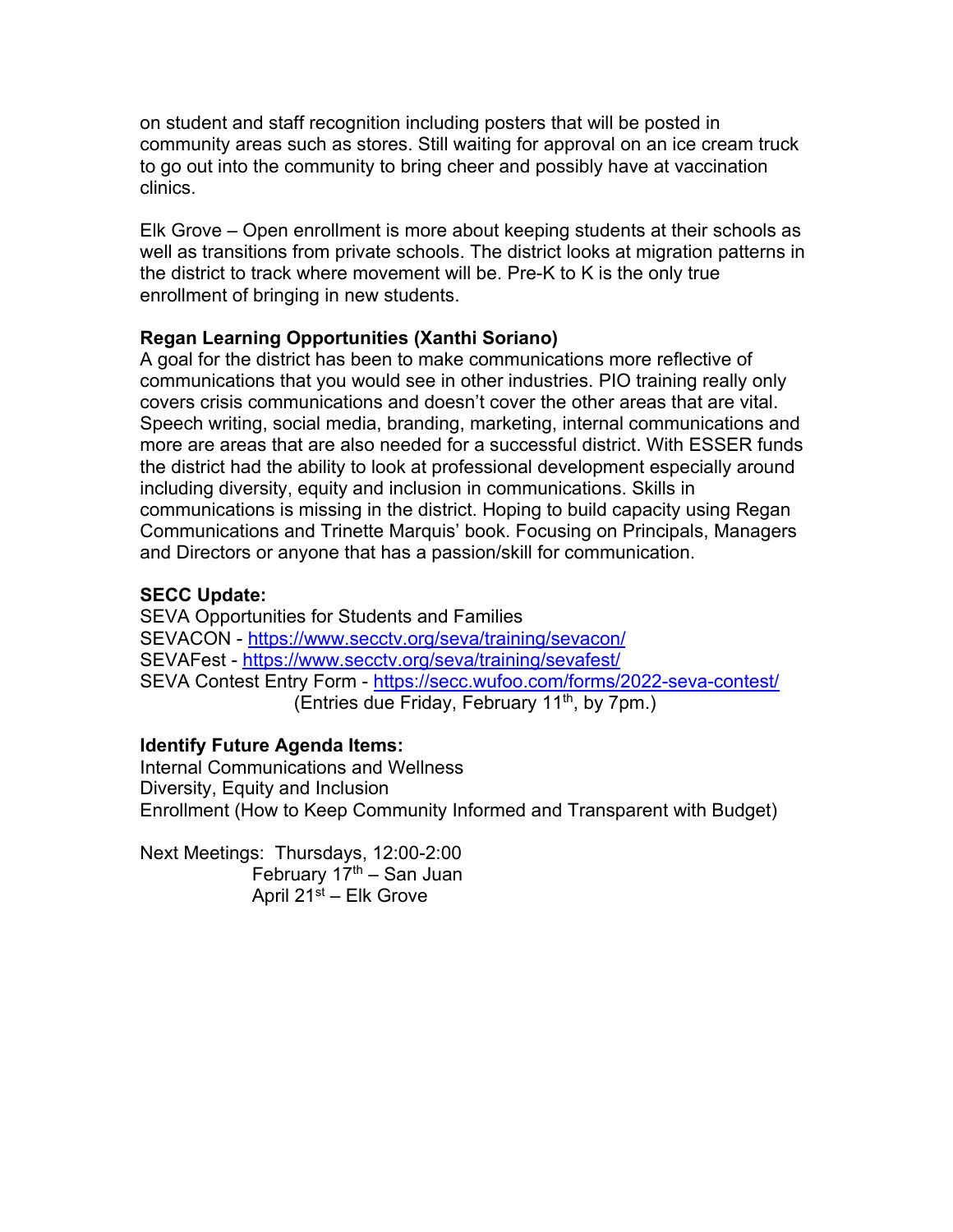on student and staff recognition including posters that will be posted in community areas such as stores. Still waiting for approval on an ice cream truck to go out into the community to bring cheer and possibly have at vaccination clinics.

Elk Grove – Open enrollment is more about keeping students at their schools as well as transitions from private schools. The district looks at migration patterns in the district to track where movement will be. Pre-K to K is the only true enrollment of bringing in new students.

**Regan Learning Opportunities (Xanthi Soriano)**
A goal for the district has been to make communications more reflective of communications that you would see in other industries. PIO training really only covers crisis communications and doesn't cover the other areas that are vital. Speech writing, social media, branding, marketing, internal communications and more are areas that are also needed for a successful district. With ESSER funds the district had the ability to look at professional development especially around including diversity, equity and inclusion in communications. Skills in communications is missing in the district. Hoping to build capacity using Regan Communications and Trinette Marquis' book. Focusing on Principals, Managers and Directors or anyone that has a passion/skill for communication.

**SECC Update:**
SEVA Opportunities for Students and Families
SEVACON - https://www.secctv.org/seva/training/sevacon/
SEVAFest - https://www.secctv.org/seva/training/sevafest/
SEVA Contest Entry Form - https://secc.wufoo.com/forms/2022-seva-contest/
(Entries due Friday, February 11th, by 7pm.)

**Identify Future Agenda Items:**
Internal Communications and Wellness
Diversity, Equity and Inclusion
Enrollment (How to Keep Community Informed and Transparent with Budget)

Next Meetings: Thursdays, 12:00-2:00
February 17th – San Juan
April 21st – Elk Grove